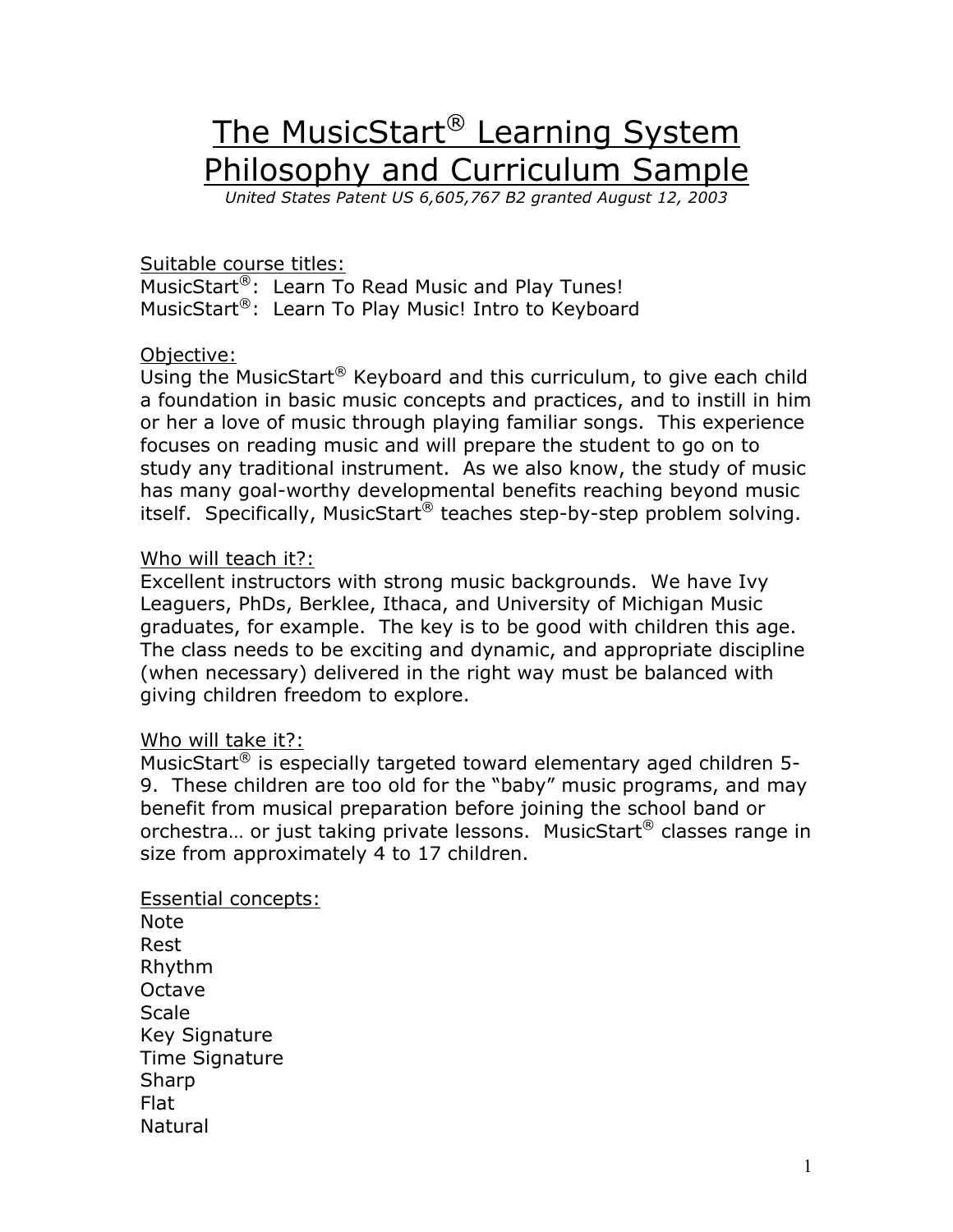# The MusicStart® Learning System Philosophy and Curriculum Sample

*United States Patent US 6,605,767 B2 granted August 12, 2003*

Suitable course titles:
MusicStart®: Learn To Read Music and Play Tunes!
MusicStart®: Learn To Play Music! Intro to Keyboard

Objective:
Using the MusicStart® Keyboard and this curriculum, to give each child a foundation in basic music concepts and practices, and to instill in him or her a love of music through playing familiar songs. This experience focuses on reading music and will prepare the student to go on to study any traditional instrument. As we also know, the study of music has many goal-worthy developmental benefits reaching beyond music itself. Specifically, MusicStart® teaches step-by-step problem solving.

Who will teach it?:
Excellent instructors with strong music backgrounds. We have Ivy Leaguers, PhDs, Berklee, Ithaca, and University of Michigan Music graduates, for example. The key is to be good with children this age. The class needs to be exciting and dynamic, and appropriate discipline (when necessary) delivered in the right way must be balanced with giving children freedom to explore.

Who will take it?:
MusicStart® is especially targeted toward elementary aged children 5-9. These children are too old for the "baby" music programs, and may benefit from musical preparation before joining the school band or orchestra… or just taking private lessons. MusicStart® classes range in size from approximately 4 to 17 children.

Essential concepts:
Note
Rest
Rhythm
Octave
Scale
Key Signature
Time Signature
Sharp
Flat
Natural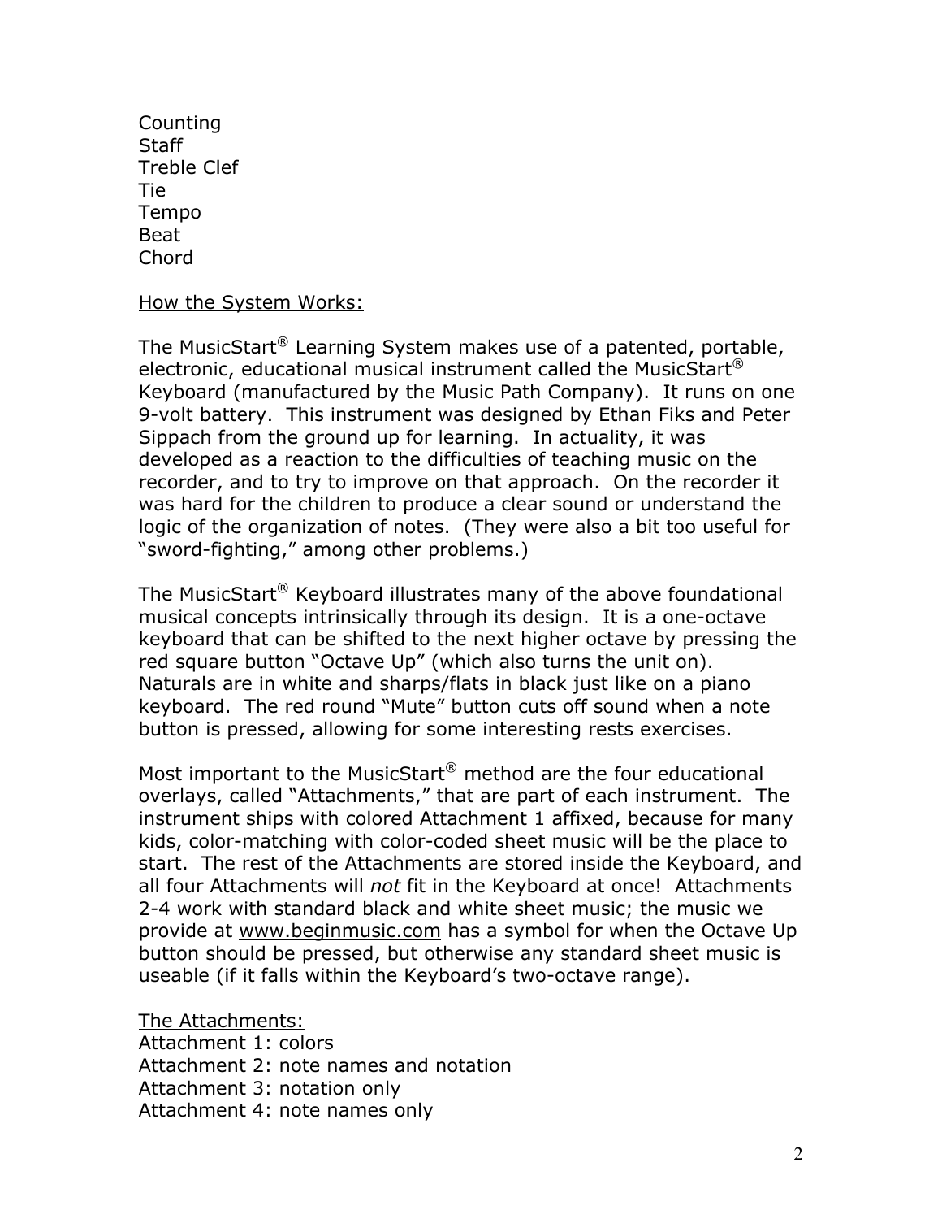Counting
Staff
Treble Clef
Tie
Tempo
Beat
Chord

<u>How the System Works:</u>

The MusicStart® Learning System makes use of a patented, portable, electronic, educational musical instrument called the MusicStart® Keyboard (manufactured by the Music Path Company). It runs on one 9-volt battery. This instrument was designed by Ethan Fiks and Peter Sippach from the ground up for learning. In actuality, it was developed as a reaction to the difficulties of teaching music on the recorder, and to try to improve on that approach. On the recorder it was hard for the children to produce a clear sound or understand the logic of the organization of notes. (They were also a bit too useful for "sword-fighting," among other problems.)

The MusicStart® Keyboard illustrates many of the above foundational musical concepts intrinsically through its design. It is a one-octave keyboard that can be shifted to the next higher octave by pressing the red square button "Octave Up" (which also turns the unit on). Naturals are in white and sharps/flats in black just like on a piano keyboard. The red round "Mute" button cuts off sound when a note button is pressed, allowing for some interesting rests exercises.

Most important to the MusicStart® method are the four educational overlays, called "Attachments," that are part of each instrument. The instrument ships with colored Attachment 1 affixed, because for many kids, color-matching with color-coded sheet music will be the place to start. The rest of the Attachments are stored inside the Keyboard, and all four Attachments will *not* fit in the Keyboard at once! Attachments 2-4 work with standard black and white sheet music; the music we provide at www.beginmusic.com has a symbol for when the Octave Up button should be pressed, but otherwise any standard sheet music is useable (if it falls within the Keyboard's two-octave range).

<u>The Attachments:</u>
Attachment 1: colors
Attachment 2: note names and notation
Attachment 3: notation only
Attachment 4: note names only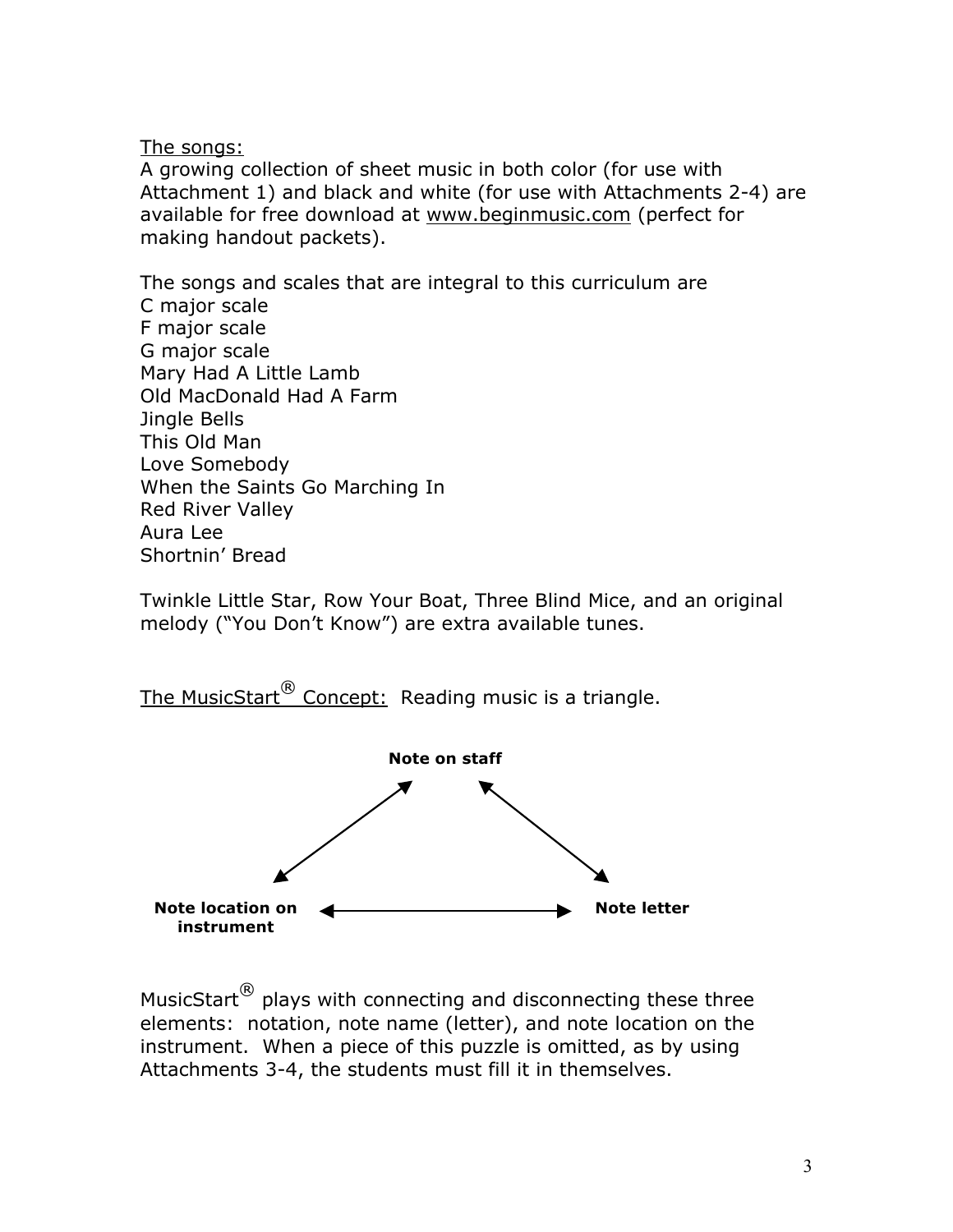The songs:

A growing collection of sheet music in both color (for use with Attachment 1) and black and white (for use with Attachments 2-4) are available for free download at www.beginmusic.com (perfect for making handout packets).

The songs and scales that are integral to this curriculum are
C major scale
F major scale
G major scale
Mary Had A Little Lamb
Old MacDonald Had A Farm
Jingle Bells
This Old Man
Love Somebody
When the Saints Go Marching In
Red River Valley
Aura Lee
Shortnin' Bread

Twinkle Little Star, Row Your Boat, Three Blind Mice, and an original melody ("You Don't Know") are extra available tunes.

The MusicStart® Concept: Reading music is a triangle.

**Note on staff**

**Note location on instrument** ⟷ **Note letter**

MusicStart® plays with connecting and disconnecting these three elements: notation, note name (letter), and note location on the instrument. When a piece of this puzzle is omitted, as by using Attachments 3-4, the students must fill it in themselves.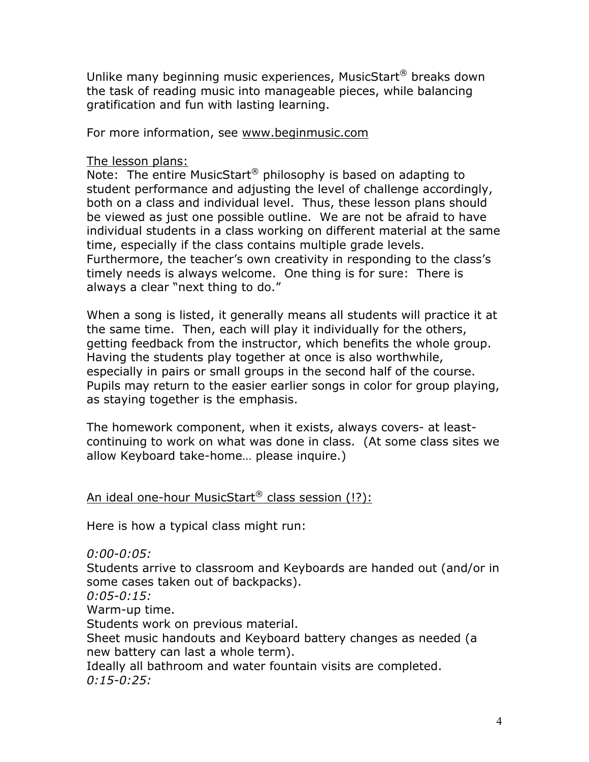Unlike many beginning music experiences, MusicStart® breaks down the task of reading music into manageable pieces, while balancing gratification and fun with lasting learning.

For more information, see www.beginmusic.com

The lesson plans:

Note: The entire MusicStart® philosophy is based on adapting to student performance and adjusting the level of challenge accordingly, both on a class and individual level. Thus, these lesson plans should be viewed as just one possible outline. We are not be afraid to have individual students in a class working on different material at the same time, especially if the class contains multiple grade levels. Furthermore, the teacher's own creativity in responding to the class's timely needs is always welcome. One thing is for sure: There is always a clear "next thing to do."

When a song is listed, it generally means all students will practice it at the same time. Then, each will play it individually for the others, getting feedback from the instructor, which benefits the whole group. Having the students play together at once is also worthwhile, especially in pairs or small groups in the second half of the course. Pupils may return to the easier earlier songs in color for group playing, as staying together is the emphasis.

The homework component, when it exists, always covers- at least- continuing to work on what was done in class. (At some class sites we allow Keyboard take-home… please inquire.)

An ideal one-hour MusicStart® class session (!?):

Here is how a typical class might run:

*0:00-0:05:*
Students arrive to classroom and Keyboards are handed out (and/or in some cases taken out of backpacks).
*0:05-0:15:*
Warm-up time.
Students work on previous material.
Sheet music handouts and Keyboard battery changes as needed (a new battery can last a whole term).
Ideally all bathroom and water fountain visits are completed.
*0:15-0:25:*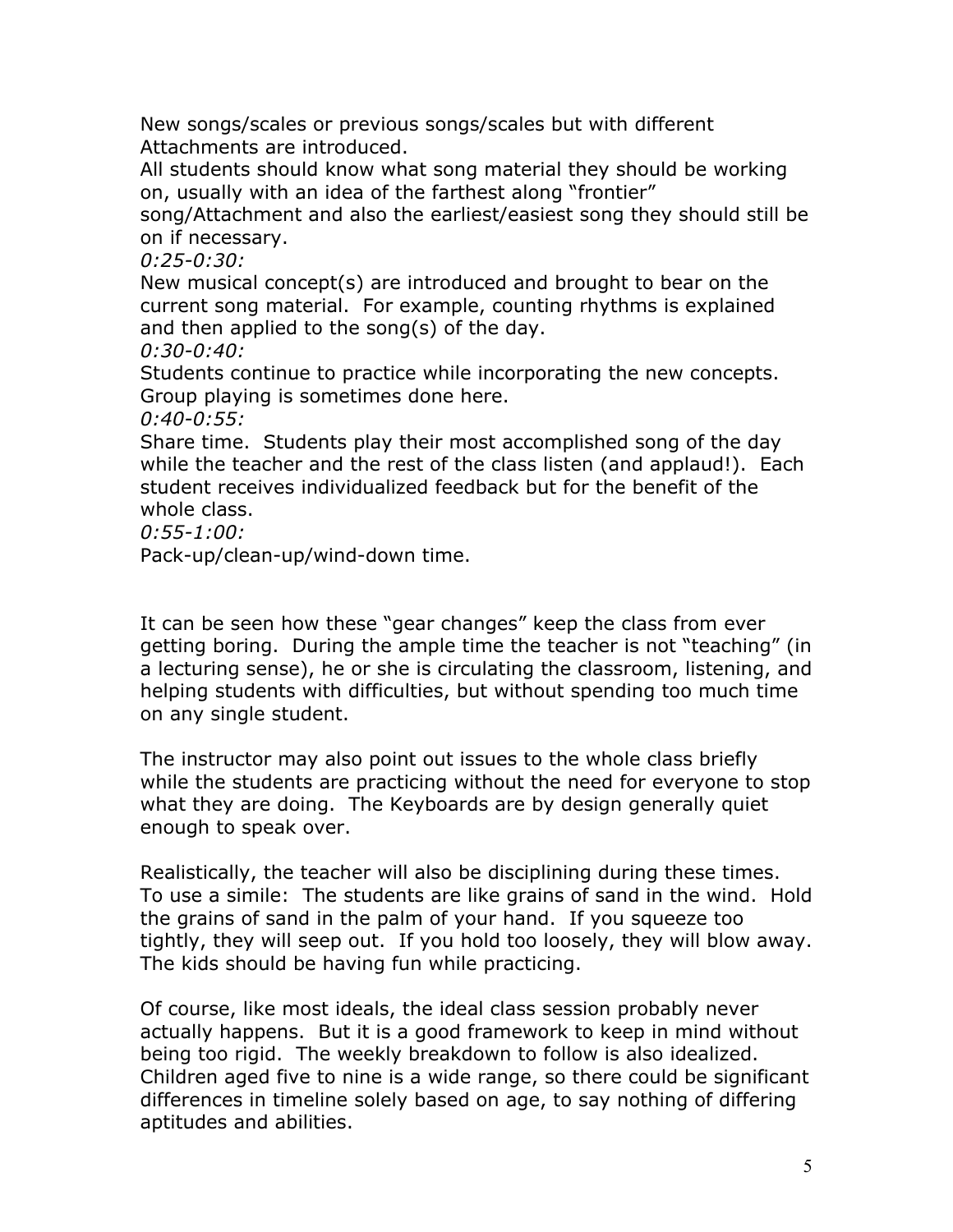New songs/scales or previous songs/scales but with different Attachments are introduced.

All students should know what song material they should be working on, usually with an idea of the farthest along "frontier" song/Attachment and also the earliest/easiest song they should still be on if necessary.

*0:25-0:30:*

New musical concept(s) are introduced and brought to bear on the current song material. For example, counting rhythms is explained and then applied to the song(s) of the day.

*0:30-0:40:*

Students continue to practice while incorporating the new concepts. Group playing is sometimes done here.

*0:40-0:55:*

Share time. Students play their most accomplished song of the day while the teacher and the rest of the class listen (and applaud!). Each student receives individualized feedback but for the benefit of the whole class.

*0:55-1:00:*

Pack-up/clean-up/wind-down time.

It can be seen how these "gear changes" keep the class from ever getting boring. During the ample time the teacher is not "teaching" (in a lecturing sense), he or she is circulating the classroom, listening, and helping students with difficulties, but without spending too much time on any single student.

The instructor may also point out issues to the whole class briefly while the students are practicing without the need for everyone to stop what they are doing. The Keyboards are by design generally quiet enough to speak over.

Realistically, the teacher will also be disciplining during these times. To use a simile: The students are like grains of sand in the wind. Hold the grains of sand in the palm of your hand. If you squeeze too tightly, they will seep out. If you hold too loosely, they will blow away. The kids should be having fun while practicing.

Of course, like most ideals, the ideal class session probably never actually happens. But it is a good framework to keep in mind without being too rigid. The weekly breakdown to follow is also idealized. Children aged five to nine is a wide range, so there could be significant differences in timeline solely based on age, to say nothing of differing aptitudes and abilities.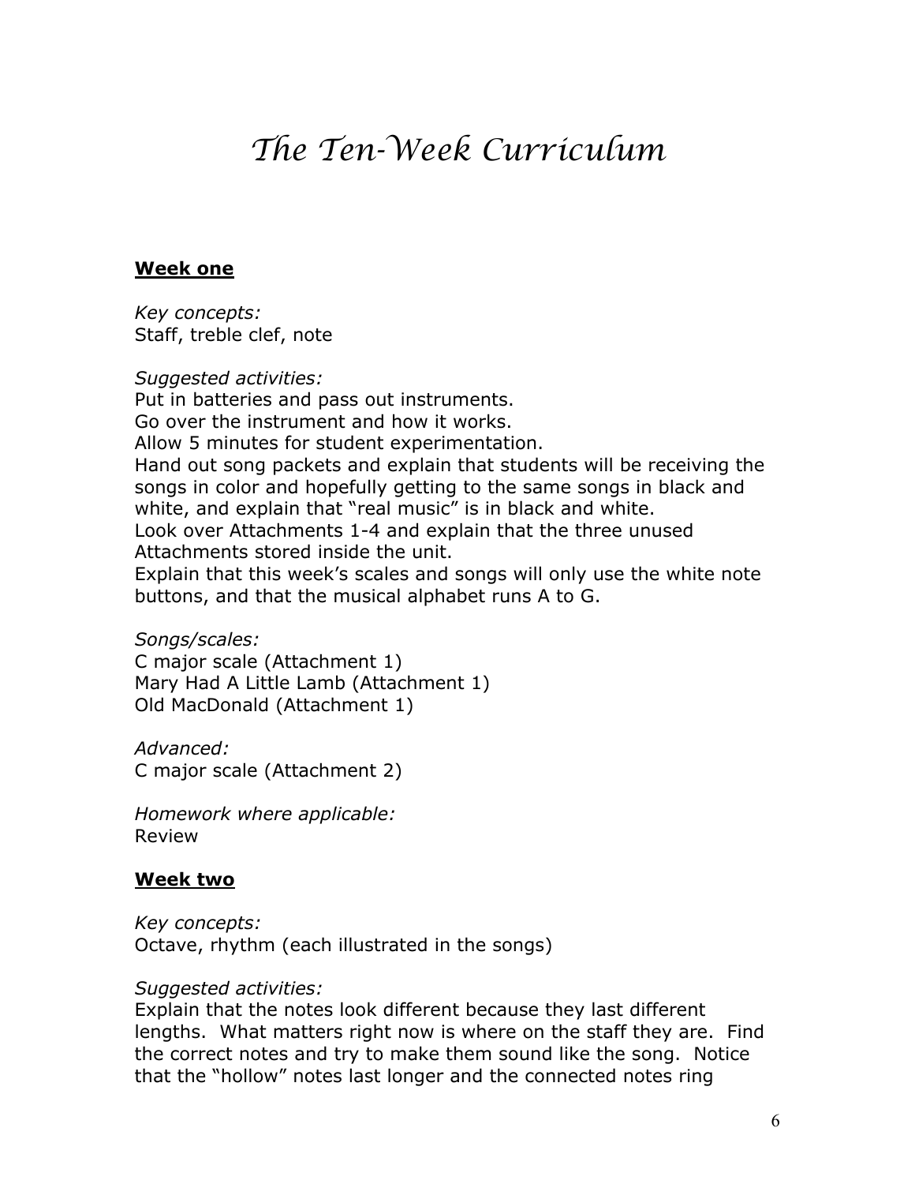# *The Ten-Week Curriculum*

## Week one

*Key concepts:*
Staff, treble clef, note

*Suggested activities:*
Put in batteries and pass out instruments.
Go over the instrument and how it works.
Allow 5 minutes for student experimentation.
Hand out song packets and explain that students will be receiving the songs in color and hopefully getting to the same songs in black and white, and explain that "real music" is in black and white.
Look over Attachments 1-4 and explain that the three unused Attachments stored inside the unit.
Explain that this week's scales and songs will only use the white note buttons, and that the musical alphabet runs A to G.

*Songs/scales:*
C major scale (Attachment 1)
Mary Had A Little Lamb (Attachment 1)
Old MacDonald (Attachment 1)

*Advanced:*
C major scale (Attachment 2)

*Homework where applicable:*
Review

## Week two

*Key concepts:*
Octave, rhythm (each illustrated in the songs)

*Suggested activities:*
Explain that the notes look different because they last different lengths. What matters right now is where on the staff they are. Find the correct notes and try to make them sound like the song. Notice that the "hollow" notes last longer and the connected notes ring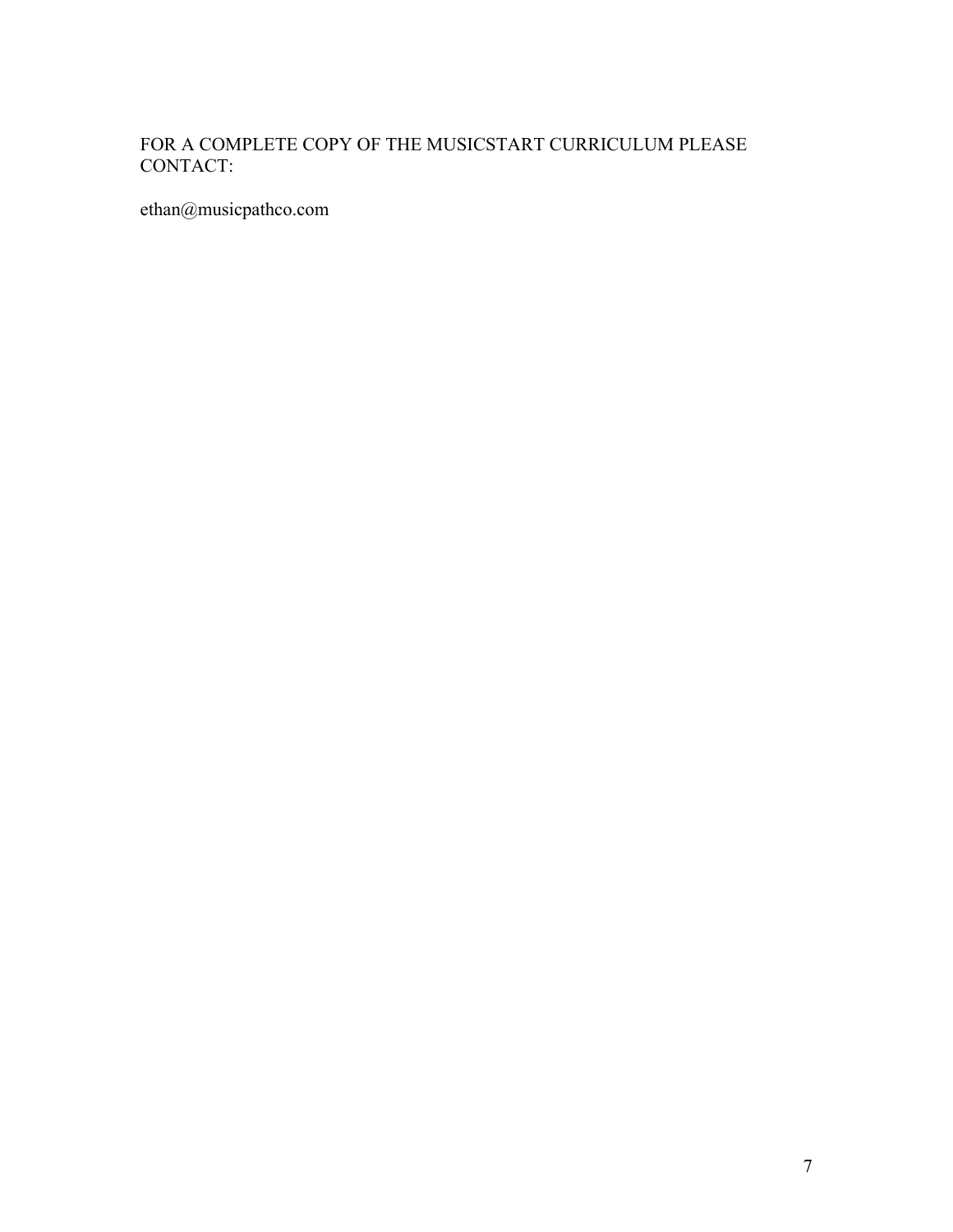FOR A COMPLETE COPY OF THE MUSICSTART CURRICULUM PLEASE CONTACT:

ethan@musicpathco.com